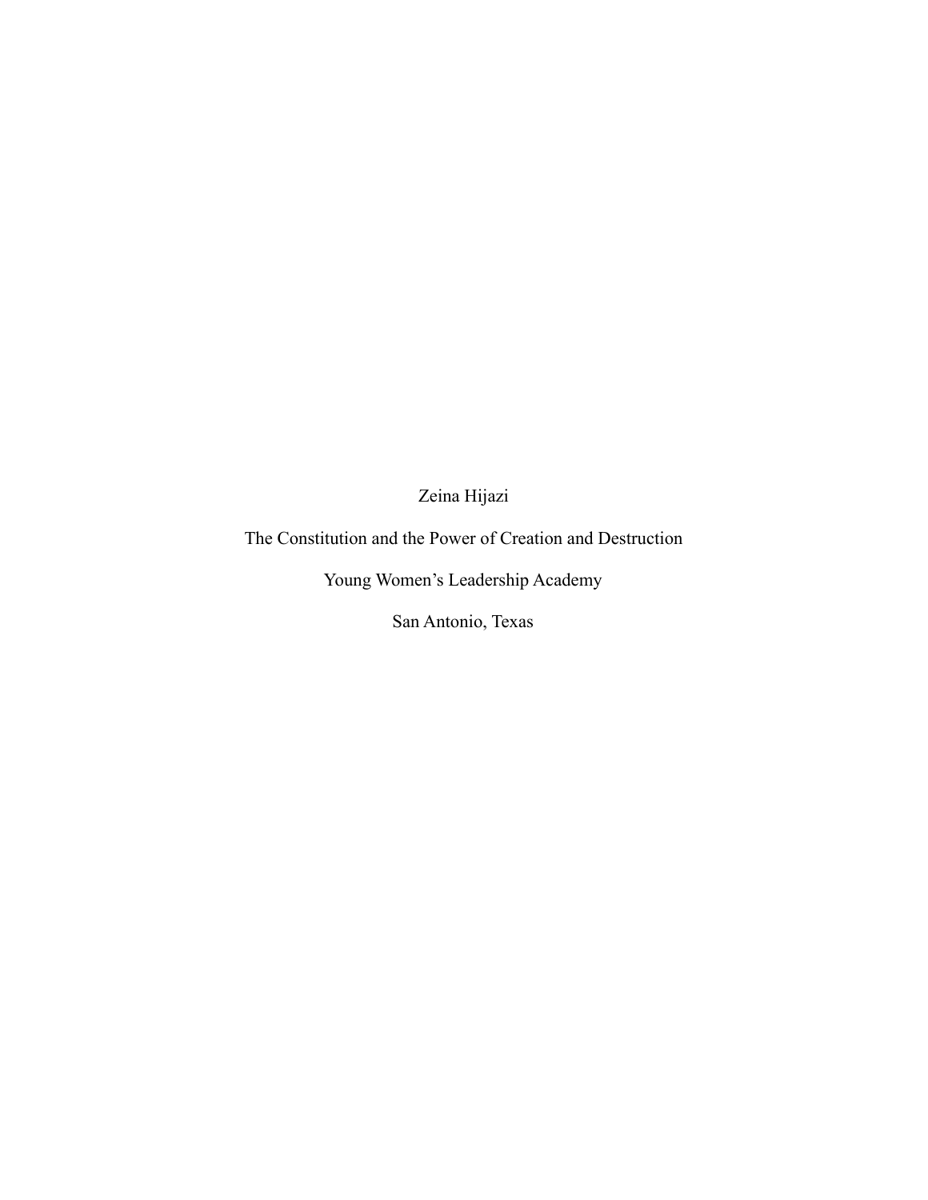Zeina Hijazi

The Constitution and the Power of Creation and Destruction

Young Women's Leadership Academy

San Antonio, Texas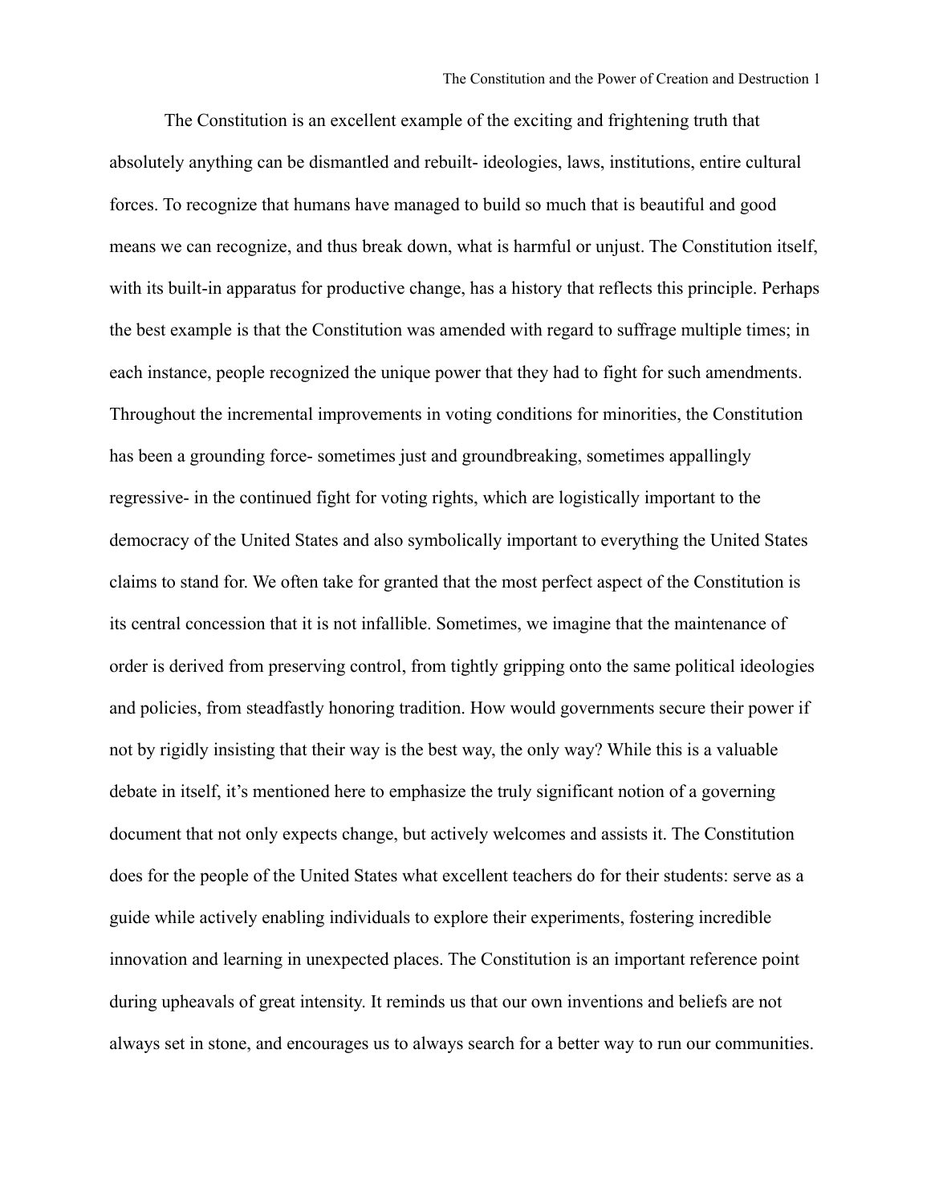The Constitution is an excellent example of the exciting and frightening truth that absolutely anything can be dismantled and rebuilt- ideologies, laws, institutions, entire cultural forces. To recognize that humans have managed to build so much that is beautiful and good means we can recognize, and thus break down, what is harmful or unjust. The Constitution itself, with its built-in apparatus for productive change, has a history that reflects this principle. Perhaps the best example is that the Constitution was amended with regard to suffrage multiple times; in each instance, people recognized the unique power that they had to fight for such amendments. Throughout the incremental improvements in voting conditions for minorities, the Constitution has been a grounding force- sometimes just and groundbreaking, sometimes appallingly regressive- in the continued fight for voting rights, which are logistically important to the democracy of the United States and also symbolically important to everything the United States claims to stand for. We often take for granted that the most perfect aspect of the Constitution is its central concession that it is not infallible. Sometimes, we imagine that the maintenance of order is derived from preserving control, from tightly gripping onto the same political ideologies and policies, from steadfastly honoring tradition. How would governments secure their power if not by rigidly insisting that their way is the best way, the only way? While this is a valuable debate in itself, it's mentioned here to emphasize the truly significant notion of a governing document that not only expects change, but actively welcomes and assists it. The Constitution does for the people of the United States what excellent teachers do for their students: serve as a guide while actively enabling individuals to explore their experiments, fostering incredible innovation and learning in unexpected places. The Constitution is an important reference point during upheavals of great intensity. It reminds us that our own inventions and beliefs are not always set in stone, and encourages us to always search for a better way to run our communities.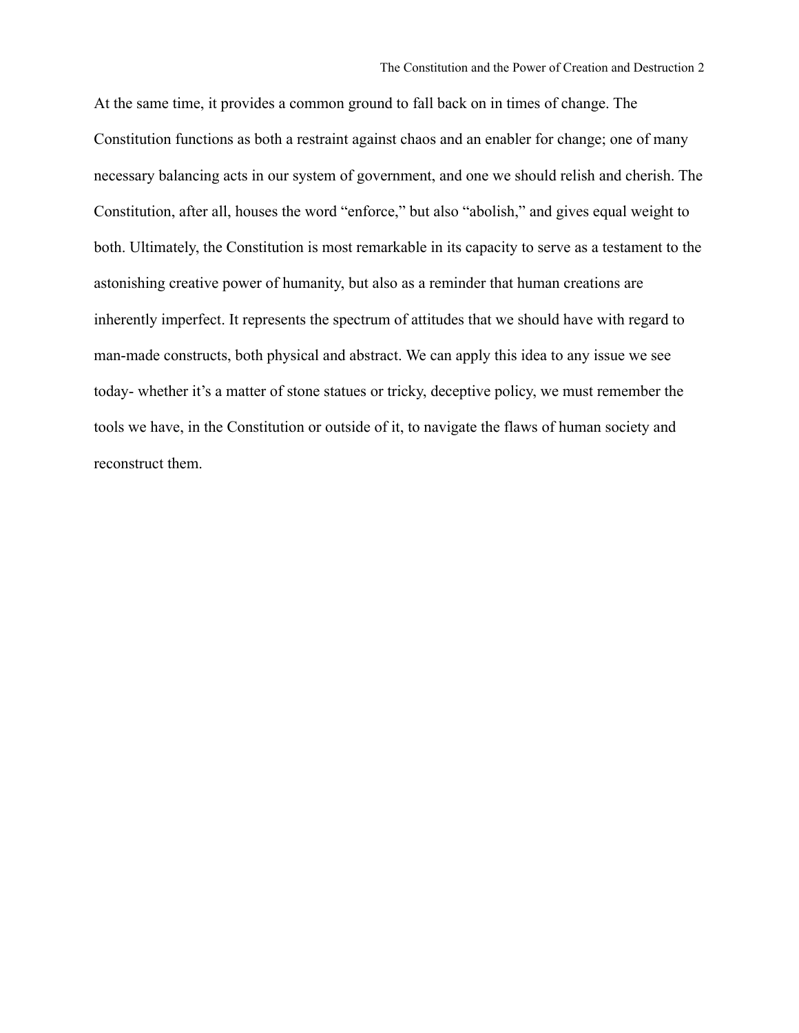At the same time, it provides a common ground to fall back on in times of change. The Constitution functions as both a restraint against chaos and an enabler for change; one of many necessary balancing acts in our system of government, and one we should relish and cherish. The Constitution, after all, houses the word “enforce,” but also “abolish,” and gives equal weight to both. Ultimately, the Constitution is most remarkable in its capacity to serve as a testament to the astonishing creative power of humanity, but also as a reminder that human creations are inherently imperfect. It represents the spectrum of attitudes that we should have with regard to man-made constructs, both physical and abstract. We can apply this idea to any issue we see today- whether it’s a matter of stone statues or tricky, deceptive policy, we must remember the tools we have, in the Constitution or outside of it, to navigate the flaws of human society and reconstruct them.